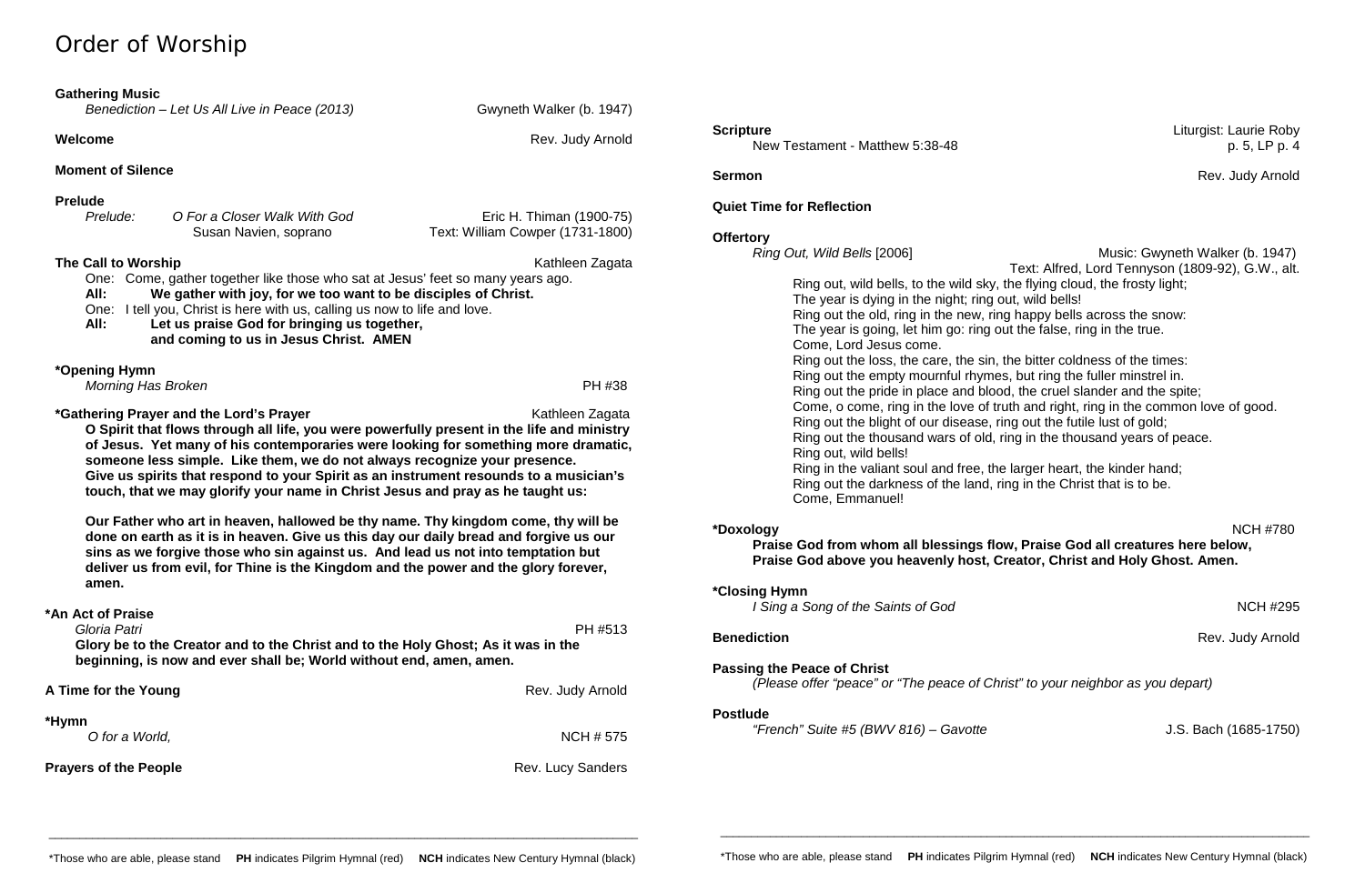# Order of Worship

**Gathering Music**
*Benediction – Let Us All Live in Peace (2013)* — Gwyneth Walker (b. 1947)

**Welcome** — Rev. Judy Arnold

**Moment of Silence**

**Prelude**
*Prelude: O For a Closer Walk With God* — Eric H. Thiman (1900-75)
Susan Navien, soprano — Text: William Cowper (1731-1800)

**The Call to Worship** — Kathleen Zagata

One: Come, gather together like those who sat at Jesus' feet so many years ago.
**All: We gather with joy, for we too want to be disciples of Christ.**
One: I tell you, Christ is here with us, calling us now to life and love.
**All: Let us praise God for bringing us together, and coming to us in Jesus Christ. AMEN**

**\*Opening Hymn**
*Morning Has Broken* — PH #38

**\*Gathering Prayer and the Lord's Prayer** — Kathleen Zagata

**O Spirit that flows through all life, you were powerfully present in the life and ministry of Jesus. Yet many of his contemporaries were looking for something more dramatic, someone less simple. Like them, we do not always recognize your presence. Give us spirits that respond to your Spirit as an instrument resounds to a musician's touch, that we may glorify your name in Christ Jesus and pray as he taught us:**

**Our Father who art in heaven, hallowed be thy name. Thy kingdom come, thy will be done on earth as it is in heaven. Give us this day our daily bread and forgive us our sins as we forgive those who sin against us. And lead us not into temptation but deliver us from evil, for Thine is the Kingdom and the power and the glory forever, amen.**

**\*An Act of Praise**
*Gloria Patri* — PH #513
**Glory be to the Creator and to the Christ and to the Holy Ghost; As it was in the beginning, is now and ever shall be; World without end, amen, amen.**

**A Time for the Young** — Rev. Judy Arnold

**\*Hymn**
*O for a World,* — NCH # 575

**Prayers of the People** — Rev. Lucy Sanders

**Scripture** — Liturgist: Laurie Roby
New Testament - Matthew 5:38-48 — p. 5, LP p. 4

**Sermon** — Rev. Judy Arnold

**Quiet Time for Reflection**

**Offertory**
*Ring Out, Wild Bells* [2006] — Music: Gwyneth Walker (b. 1947)
Text: Alfred, Lord Tennyson (1809-92), G.W., alt.

Ring out, wild bells, to the wild sky, the flying cloud, the frosty light;
The year is dying in the night; ring out, wild bells!
Ring out the old, ring in the new, ring happy bells across the snow:
The year is going, let him go: ring out the false, ring in the true.
Come, Lord Jesus come.
Ring out the loss, the care, the sin, the bitter coldness of the times:
Ring out the empty mournful rhymes, but ring the fuller minstrel in.
Ring out the pride in place and blood, the cruel slander and the spite;
Come, o come, ring in the love of truth and right, ring in the common love of good.
Ring out the blight of our disease, ring out the futile lust of gold;
Ring out the thousand wars of old, ring in the thousand years of peace.
Ring out, wild bells!
Ring in the valiant soul and free, the larger heart, the kinder hand;
Ring out the darkness of the land, ring in the Christ that is to be.
Come, Emmanuel!

**\*Doxology** — NCH #780
**Praise God from whom all blessings flow, Praise God all creatures here below, Praise God above you heavenly host, Creator, Christ and Holy Ghost. Amen.**

**\*Closing Hymn**
*I Sing a Song of the Saints of God* — NCH #295

**Benediction** — Rev. Judy Arnold

**Passing the Peace of Christ**
*(Please offer "peace" or "The peace of Christ" to your neighbor as you depart)*

**Postlude**
*"French" Suite #5 (BWV 816) – Gavotte* — J.S. Bach (1685-1750)

\*Those who are able, please stand **PH** indicates Pilgrim Hymnal (red) **NCH** indicates New Century Hymnal (black)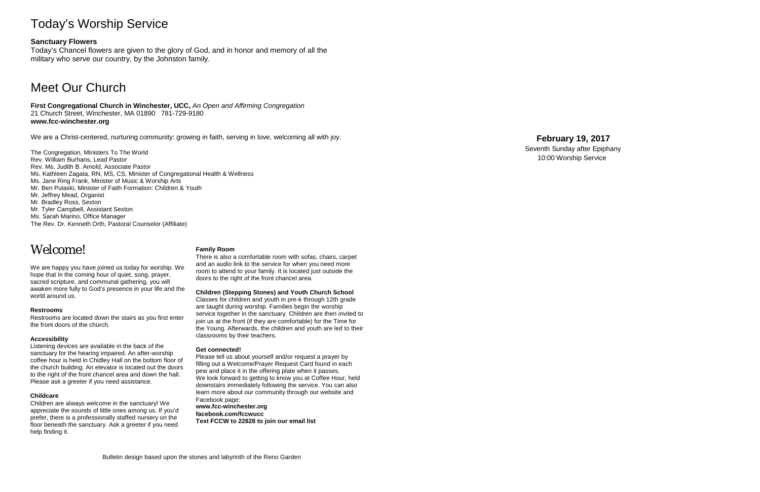# Today's Worship Service

**Sanctuary Flowers**

Today's Chancel flowers are given to the glory of God, and in honor and memory of all the military who serve our country, by the Johnston family.

# Meet Our Church

**First Congregational Church in Winchester, UCC,** *An Open and Affirming Congregation*
21 Church Street, Winchester, MA 01890 781-729-9180
**www.fcc-winchester.org**

We are a Christ-centered, nurturing community: growing in faith, serving in love, welcoming all with joy.

The Congregation, Ministers To The World
Rev. William Burhans, Lead Pastor
Rev. Ms. Judith B. Arnold, Associate Pastor
Ms. Kathleen Zagata, RN, MS, CS, Minister of Congregational Health & Wellness
Ms. Jane Ring Frank, Minister of Music & Worship Arts
Mr. Ben Pulaski, Minister of Faith Formation: Children & Youth
Mr. Jeffrey Mead, Organist
Mr. Bradley Ross, Sexton
Mr. Tyler Campbell, Assistant Sexton
Ms. Sarah Marino, Office Manager
The Rev. Dr. Kenneth Orth, Pastoral Counselor (Affiliate)

# Welcome!

We are happy you have joined us today for worship. We hope that in the coming hour of quiet, song, prayer, sacred scripture, and communal gathering, you will awaken more fully to God's presence in your life and the world around us.

**Restrooms**

Restrooms are located down the stairs as you first enter the front doors of the church.

**Accessibility**

Listening devices are available in the back of the sanctuary for the hearing impaired. An after-worship coffee hour is held in Chidley Hall on the bottom floor of the church building. An elevator is located out the doors to the right of the front chancel area and down the hall. Please ask a greeter if you need assistance.

**Childcare**

Children are always welcome in the sanctuary! We appreciate the sounds of little ones among us. If you'd prefer, there is a professionally staffed nursery on the floor beneath the sanctuary. Ask a greeter if you need help finding it.

**Family Room**

There is also a comfortable room with sofas, chairs, carpet and an audio link to the service for when you need more room to attend to your family. It is located just outside the doors to the right of the front chancel area.

**Children (Stepping Stones) and Youth Church School**

Classes for children and youth in pre-k through 12th grade are taught during worship. Families begin the worship service together in the sanctuary. Children are then invited to join us at the front (if they are comfortable) for the Time for the Young. Afterwards, the children and youth are led to their classrooms by their teachers.

**Get connected!**

Please tell us about yourself and/or request a prayer by filling out a Welcome/Prayer Request Card found in each pew and place it in the offering plate when it passes.
We look forward to getting to know you at Coffee Hour, held downstairs immediately following the service. You can also learn more about our community through our website and Facebook page:
**www.fcc-winchester.org**
**facebook.com/fccwucc**
**Text FCCW to 22828 to join our email list**

Bulletin design based upon the stones and labyrinth of the Reno Garden

**February 19, 2017**
Seventh Sunday after Epiphany
10:00 Worship Service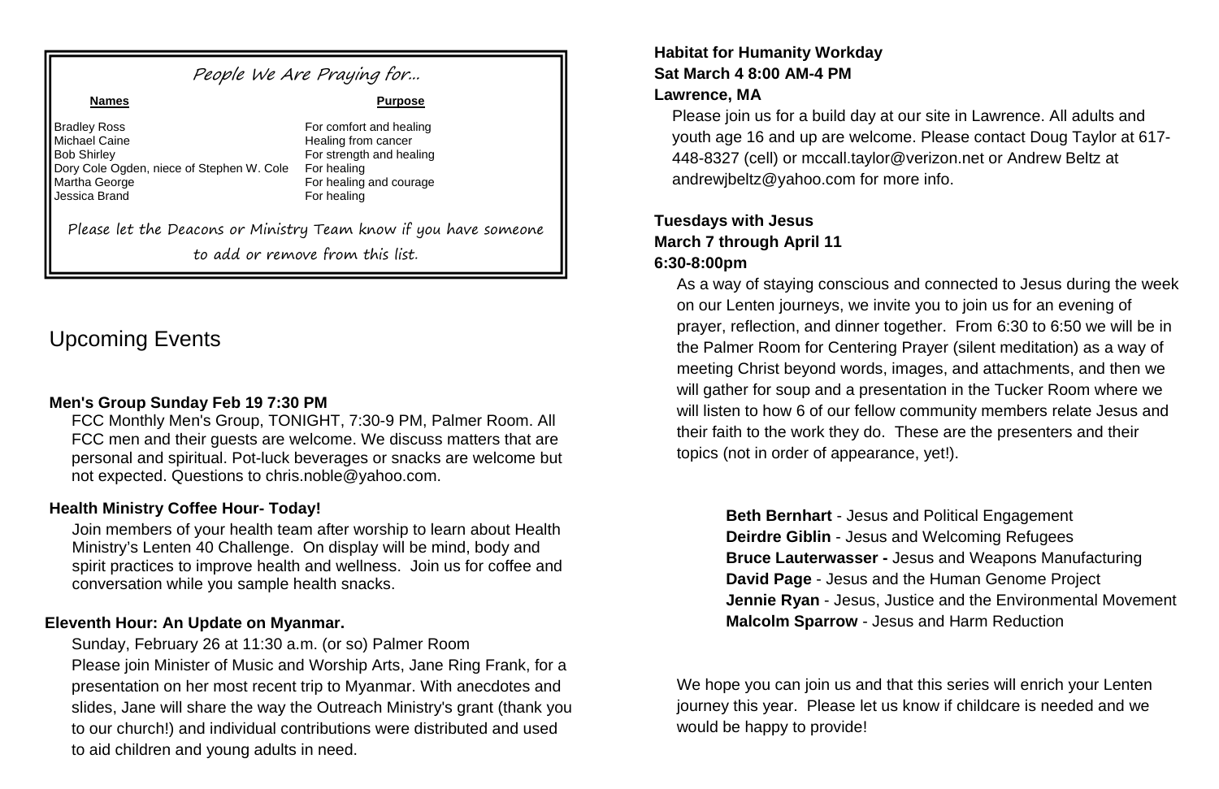## People We Are Praying for...

| Names | Purpose |
| --- | --- |
| Bradley Ross | For comfort and healing |
| Michael Caine | Healing from cancer |
| Bob Shirley | For strength and healing |
| Dory Cole Ogden, niece of Stephen W. Cole | For healing |
| Martha George | For healing and courage |
| Jessica Brand | For healing |

Please let the Deacons or Ministry Team know if you have someone to add or remove from this list.

# Upcoming Events

**Men's Group Sunday Feb 19 7:30 PM**

FCC Monthly Men's Group, TONIGHT, 7:30-9 PM, Palmer Room. All FCC men and their guests are welcome. We discuss matters that are personal and spiritual. Pot-luck beverages or snacks are welcome but not expected. Questions to chris.noble@yahoo.com.

**Health Ministry Coffee Hour- Today!**

Join members of your health team after worship to learn about Health Ministry's Lenten 40 Challenge. On display will be mind, body and spirit practices to improve health and wellness. Join us for coffee and conversation while you sample health snacks.

**Eleventh Hour: An Update on Myanmar.**

Sunday, February 26 at 11:30 a.m. (or so) Palmer Room

Please join Minister of Music and Worship Arts, Jane Ring Frank, for a presentation on her most recent trip to Myanmar. With anecdotes and slides, Jane will share the way the Outreach Ministry's grant (thank you to our church!) and individual contributions were distributed and used to aid children and young adults in need.

**Habitat for Humanity Workday**
**Sat March 4 8:00 AM-4 PM**
**Lawrence, MA**

Please join us for a build day at our site in Lawrence. All adults and youth age 16 and up are welcome. Please contact Doug Taylor at 617-448-8327 (cell) or mccall.taylor@verizon.net or Andrew Beltz at andrewjbeltz@yahoo.com for more info.

**Tuesdays with Jesus**
**March 7 through April 11**
**6:30-8:00pm**

As a way of staying conscious and connected to Jesus during the week on our Lenten journeys, we invite you to join us for an evening of prayer, reflection, and dinner together. From 6:30 to 6:50 we will be in the Palmer Room for Centering Prayer (silent meditation) as a way of meeting Christ beyond words, images, and attachments, and then we will gather for soup and a presentation in the Tucker Room where we will listen to how 6 of our fellow community members relate Jesus and their faith to the work they do. These are the presenters and their topics (not in order of appearance, yet!).

**Beth Bernhart** - Jesus and Political Engagement
**Deirdre Giblin** - Jesus and Welcoming Refugees
**Bruce Lauterwasser -** Jesus and Weapons Manufacturing
**David Page** - Jesus and the Human Genome Project
**Jennie Ryan** - Jesus, Justice and the Environmental Movement
**Malcolm Sparrow** - Jesus and Harm Reduction

We hope you can join us and that this series will enrich your Lenten journey this year. Please let us know if childcare is needed and we would be happy to provide!